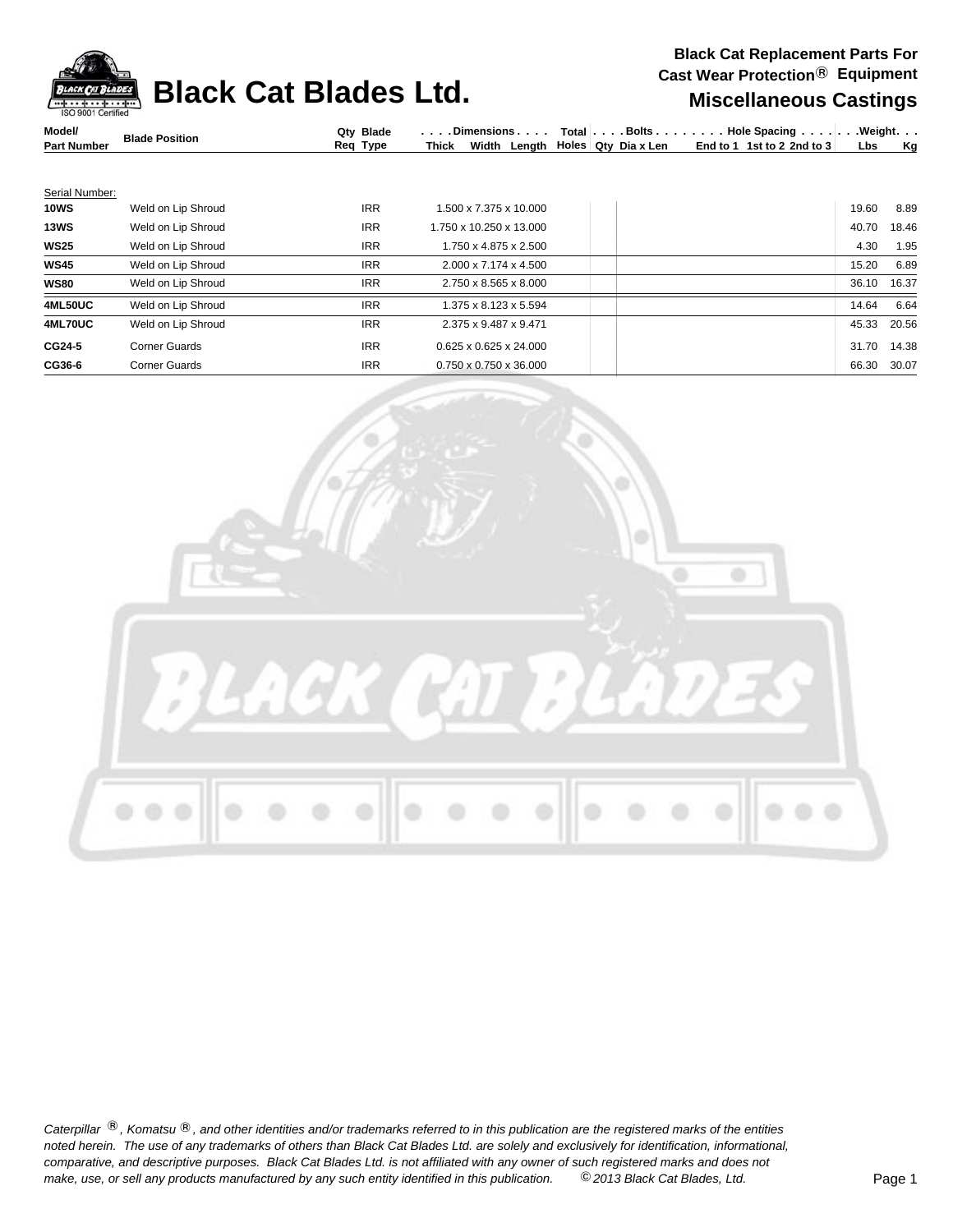# Black Cat Blades Ltd.

**Black Cat Replacement Parts For Cast Wear Protection® Equipment**

## Miscellaneous Castings

| Model/ Part Number | Blade Position | Qty Req | Blade Type | Dimensions Thick x Width x Length | Total Holes | Bolts Qty | Bolts Dia x Len | Hole Spacing End to 1 | Hole Spacing 1st to 2 | Hole Spacing 2nd to 3 | Weight Lbs | Weight Kg |
|---|---|---|---|---|---|---|---|---|---|---|---|---|
| Serial Number: | | | | | | | | | | | | |
| **10WS** | Weld on Lip Shroud | | IRR | 1.500 x 7.375 x 10.000 | | | | | | | 19.60 | 8.89 |
| **13WS** | Weld on Lip Shroud | | IRR | 1.750 x 10.250 x 13.000 | | | | | | | 40.70 | 18.46 |
| **WS25** | Weld on Lip Shroud | | IRR | 1.750 x 4.875 x 2.500 | | | | | | | 4.30 | 1.95 |
| **WS45** | Weld on Lip Shroud | | IRR | 2.000 x 7.174 x 4.500 | | | | | | | 15.20 | 6.89 |
| **WS80** | Weld on Lip Shroud | | IRR | 2.750 x 8.565 x 8.000 | | | | | | | 36.10 | 16.37 |
| **4ML50UC** | Weld on Lip Shroud | | IRR | 1.375 x 8.123 x 5.594 | | | | | | | 14.64 | 6.64 |
| **4ML70UC** | Weld on Lip Shroud | | IRR | 2.375 x 9.487 x 9.471 | | | | | | | 45.33 | 20.56 |
| **CG24-5** | Corner Guards | | IRR | 0.625 x 0.625 x 24.000 | | | | | | | 31.70 | 14.38 |
| **CG36-6** | Corner Guards | | IRR | 0.750 x 0.750 x 36.000 | | | | | | | 66.30 | 30.07 |

*Caterpillar ®, Komatsu ®, and other identities and/or trademarks referred to in this publication are the registered marks of the entities noted herein. The use of any trademarks of others than Black Cat Blades Ltd. are solely and exclusively for identification, informational, comparative, and descriptive purposes. Black Cat Blades Ltd. is not affiliated with any owner of such registered marks and does not make, use, or sell any products manufactured by any such entity identified in this publication. © 2013 Black Cat Blades, Ltd.*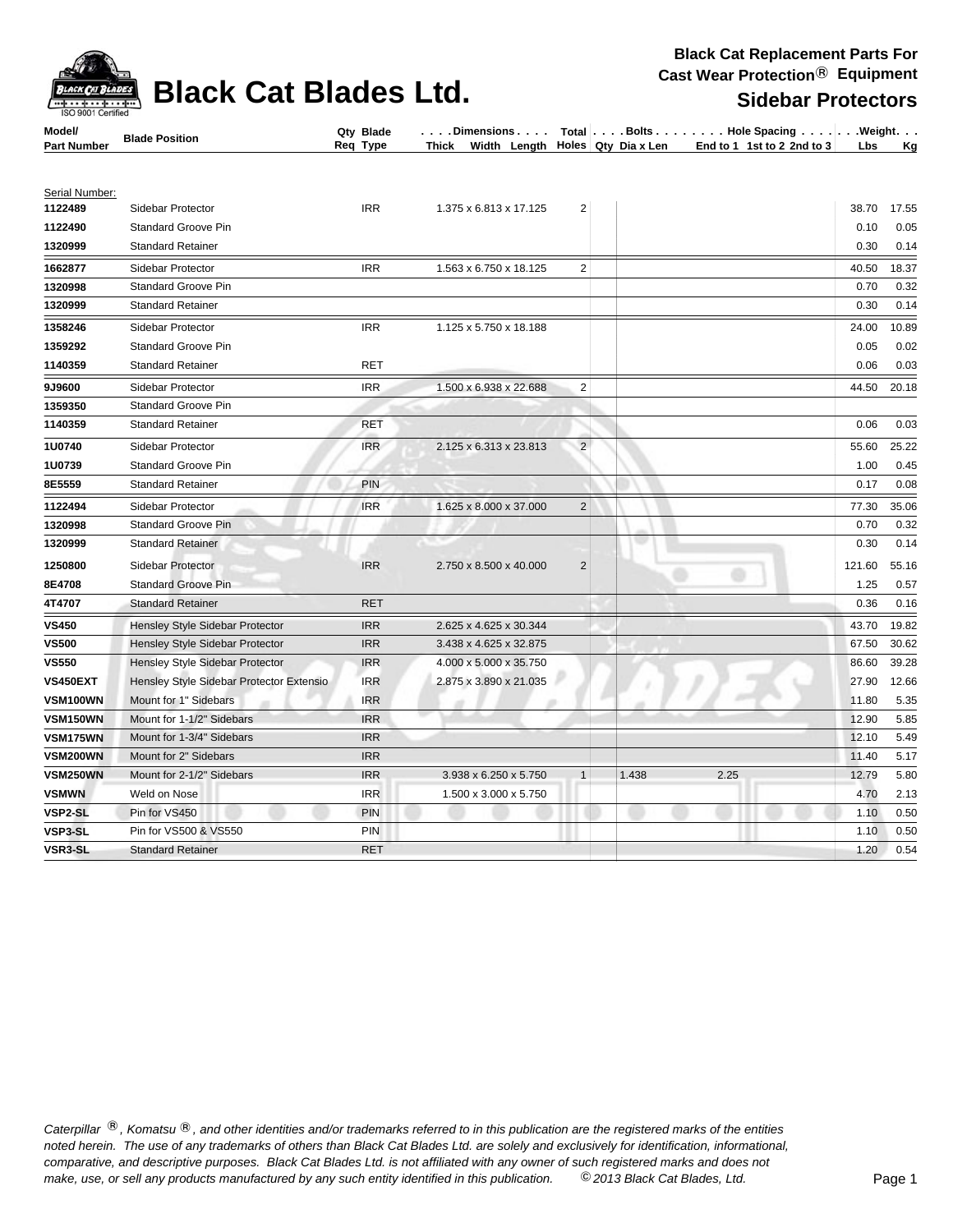# Black Cat Blades Ltd.

**Black Cat Replacement Parts For Cast Wear Protection® Equipment**

## Sidebar Protectors

| Model/ Part Number | Blade Position | Qty Req | Blade Type | Dimensions Thick x Width x Length | Total Holes | Bolts Qty | Bolts Dia x Len | Hole Spacing End to 1 | 1st to 2 | 2nd to 3 | Weight Lbs | Weight Kg |
|---|---|---|---|---|---|---|---|---|---|---|---|---|
| Serial Number: | | | | | | | | | | | | |
| **1122489** | Sidebar Protector | | IRR | 1.375 x 6.813 x 17.125 | 2 | | | | | | 38.70 | 17.55 |
| **1122490** | Standard Groove Pin | | | | | | | | | | 0.10 | 0.05 |
| **1320999** | Standard Retainer | | | | | | | | | | 0.30 | 0.14 |
| **1662877** | Sidebar Protector | | IRR | 1.563 x 6.750 x 18.125 | 2 | | | | | | 40.50 | 18.37 |
| **1320998** | Standard Groove Pin | | | | | | | | | | 0.70 | 0.32 |
| **1320999** | Standard Retainer | | | | | | | | | | 0.30 | 0.14 |
| **1358246** | Sidebar Protector | | IRR | 1.125 x 5.750 x 18.188 | | | | | | | 24.00 | 10.89 |
| **1359292** | Standard Groove Pin | | | | | | | | | | 0.05 | 0.02 |
| **1140359** | Standard Retainer | | RET | | | | | | | | 0.06 | 0.03 |
| **9J9600** | Sidebar Protector | | IRR | 1.500 x 6.938 x 22.688 | 2 | | | | | | 44.50 | 20.18 |
| **1359350** | Standard Groove Pin | | | | | | | | | | | |
| **1140359** | Standard Retainer | | RET | | | | | | | | 0.06 | 0.03 |
| **1U0740** | Sidebar Protector | | IRR | 2.125 x 6.313 x 23.813 | 2 | | | | | | 55.60 | 25.22 |
| **1U0739** | Standard Groove Pin | | | | | | | | | | 1.00 | 0.45 |
| **8E5559** | Standard Retainer | | PIN | | | | | | | | 0.17 | 0.08 |
| **1122494** | Sidebar Protector | | IRR | 1.625 x 8.000 x 37.000 | 2 | | | | | | 77.30 | 35.06 |
| **1320998** | Standard Groove Pin | | | | | | | | | | 0.70 | 0.32 |
| **1320999** | Standard Retainer | | | | | | | | | | 0.30 | 0.14 |
| **1250800** | Sidebar Protector | | IRR | 2.750 x 8.500 x 40.000 | 2 | | | | | | 121.60 | 55.16 |
| **8E4708** | Standard Groove Pin | | | | | | | | | | 1.25 | 0.57 |
| **4T4707** | Standard Retainer | | RET | | | | | | | | 0.36 | 0.16 |
| **VS450** | Hensley Style Sidebar Protector | | IRR | 2.625 x 4.625 x 30.344 | | | | | | | 43.70 | 19.82 |
| **VS500** | Hensley Style Sidebar Protector | | IRR | 3.438 x 4.625 x 32.875 | | | | | | | 67.50 | 30.62 |
| **VS550** | Hensley Style Sidebar Protector | | IRR | 4.000 x 5.000 x 35.750 | | | | | | | 86.60 | 39.28 |
| **VS450EXT** | Hensley Style Sidebar Protector Extensio | | IRR | 2.875 x 3.890 x 21.035 | | | | | | | 27.90 | 12.66 |
| **VSM100WN** | Mount for 1" Sidebars | | IRR | | | | | | | | 11.80 | 5.35 |
| **VSM150WN** | Mount for 1-1/2" Sidebars | | IRR | | | | | | | | 12.90 | 5.85 |
| **VSM175WN** | Mount for 1-3/4" Sidebars | | IRR | | | | | | | | 12.10 | 5.49 |
| **VSM200WN** | Mount for 2" Sidebars | | IRR | | | | | | | | 11.40 | 5.17 |
| **VSM250WN** | Mount for 2-1/2" Sidebars | | IRR | 3.938 x 6.250 x 5.750 | 1 | | 1.438 | 2.25 | | | 12.79 | 5.80 |
| **VSMWN** | Weld on Nose | | IRR | 1.500 x 3.000 x 5.750 | | | | | | | 4.70 | 2.13 |
| **VSP2-SL** | Pin for VS450 | | PIN | | | | | | | | 1.10 | 0.50 |
| **VSP3-SL** | Pin for VS500 & VS550 | | PIN | | | | | | | | 1.10 | 0.50 |
| **VSR3-SL** | Standard Retainer | | RET | | | | | | | | 1.20 | 0.54 |

*Caterpillar ®, Komatsu ®, and other identities and/or trademarks referred to in this publication are the registered marks of the entities noted herein. The use of any trademarks of others than Black Cat Blades Ltd. are solely and exclusively for identification, informational, comparative, and descriptive purposes. Black Cat Blades Ltd. is not affiliated with any owner of such registered marks and does not make, use, or sell any products manufactured by any such entity identified in this publication. © 2013 Black Cat Blades, Ltd.*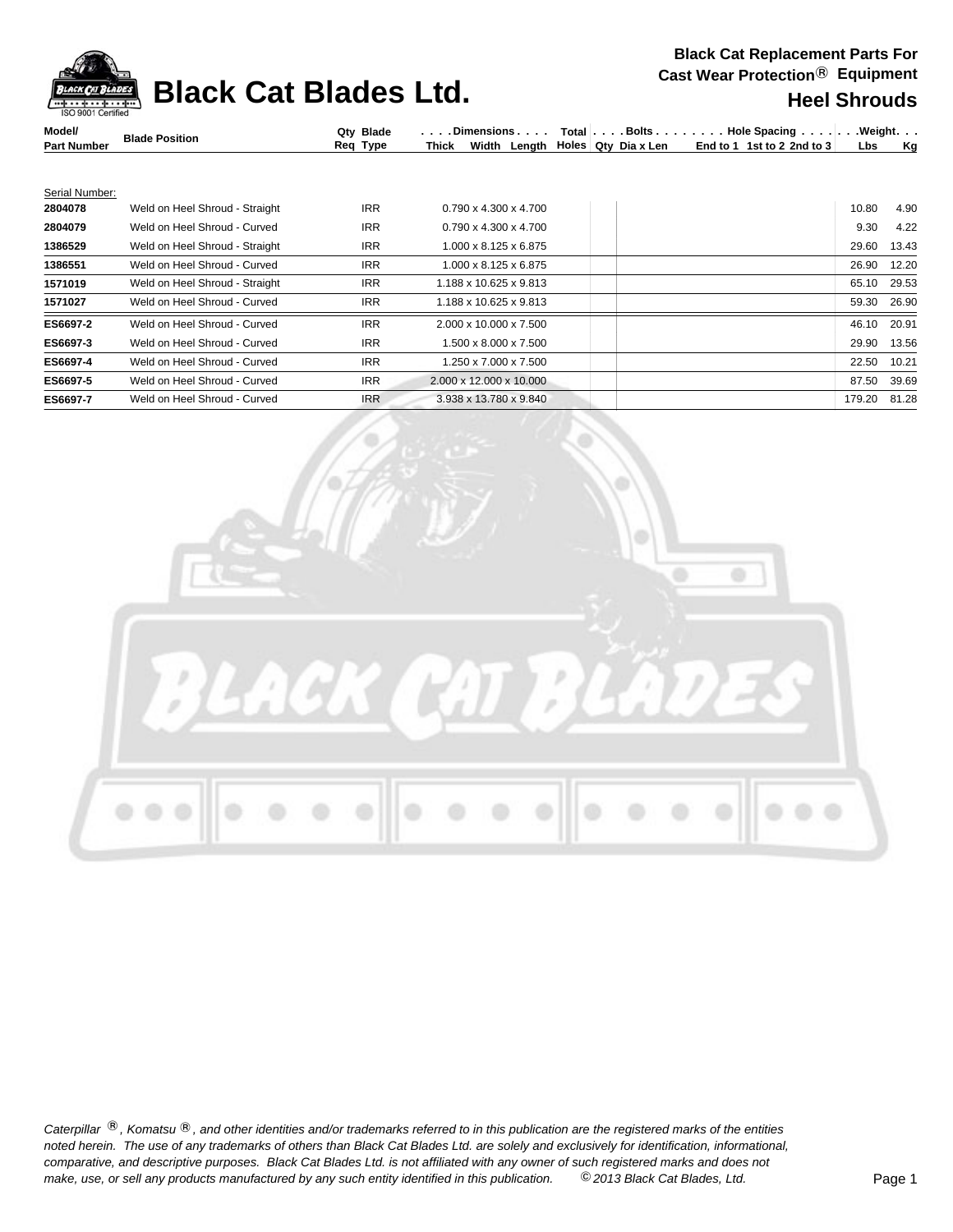# Black Cat Blades Ltd.

**Black Cat Replacement Parts For Cast Wear Protection® Equipment**

## Heel Shrouds

| Model/ Part Number | Blade Position | Qty Req | Blade Type | Dimensions Thick Width Length | Total Holes | Bolts Qty Dia x Len | Hole Spacing End to 1 | 1st to 2 | 2nd to 3 | Weight Lbs | Kg |
|---|---|---|---|---|---|---|---|---|---|---|---|
| Serial Number: | | | | | | | | | | | |
| **2804078** | Weld on Heel Shroud - Straight | | IRR | 0.790 x 4.300 x 4.700 | | | | | | 10.80 | 4.90 |
| **2804079** | Weld on Heel Shroud - Curved | | IRR | 0.790 x 4.300 x 4.700 | | | | | | 9.30 | 4.22 |
| **1386529** | Weld on Heel Shroud - Straight | | IRR | 1.000 x 8.125 x 6.875 | | | | | | 29.60 | 13.43 |
| **1386551** | Weld on Heel Shroud - Curved | | IRR | 1.000 x 8.125 x 6.875 | | | | | | 26.90 | 12.20 |
| **1571019** | Weld on Heel Shroud - Straight | | IRR | 1.188 x 10.625 x 9.813 | | | | | | 65.10 | 29.53 |
| **1571027** | Weld on Heel Shroud - Curved | | IRR | 1.188 x 10.625 x 9.813 | | | | | | 59.30 | 26.90 |
| **ES6697-2** | Weld on Heel Shroud - Curved | | IRR | 2.000 x 10.000 x 7.500 | | | | | | 46.10 | 20.91 |
| **ES6697-3** | Weld on Heel Shroud - Curved | | IRR | 1.500 x 8.000 x 7.500 | | | | | | 29.90 | 13.56 |
| **ES6697-4** | Weld on Heel Shroud - Curved | | IRR | 1.250 x 7.000 x 7.500 | | | | | | 22.50 | 10.21 |
| **ES6697-5** | Weld on Heel Shroud - Curved | | IRR | 2.000 x 12.000 x 10.000 | | | | | | 87.50 | 39.69 |
| **ES6697-7** | Weld on Heel Shroud - Curved | | IRR | 3.938 x 13.780 x 9.840 | | | | | | 179.20 | 81.28 |

*Caterpillar ®, Komatsu ®, and other identities and/or trademarks referred to in this publication are the registered marks of the entities noted herein. The use of any trademarks of others than Black Cat Blades Ltd. are solely and exclusively for identification, informational, comparative, and descriptive purposes. Black Cat Blades Ltd. is not affiliated with any owner of such registered marks and does not make, use, or sell any products manufactured by any such entity identified in this publication. © 2013 Black Cat Blades, Ltd.*